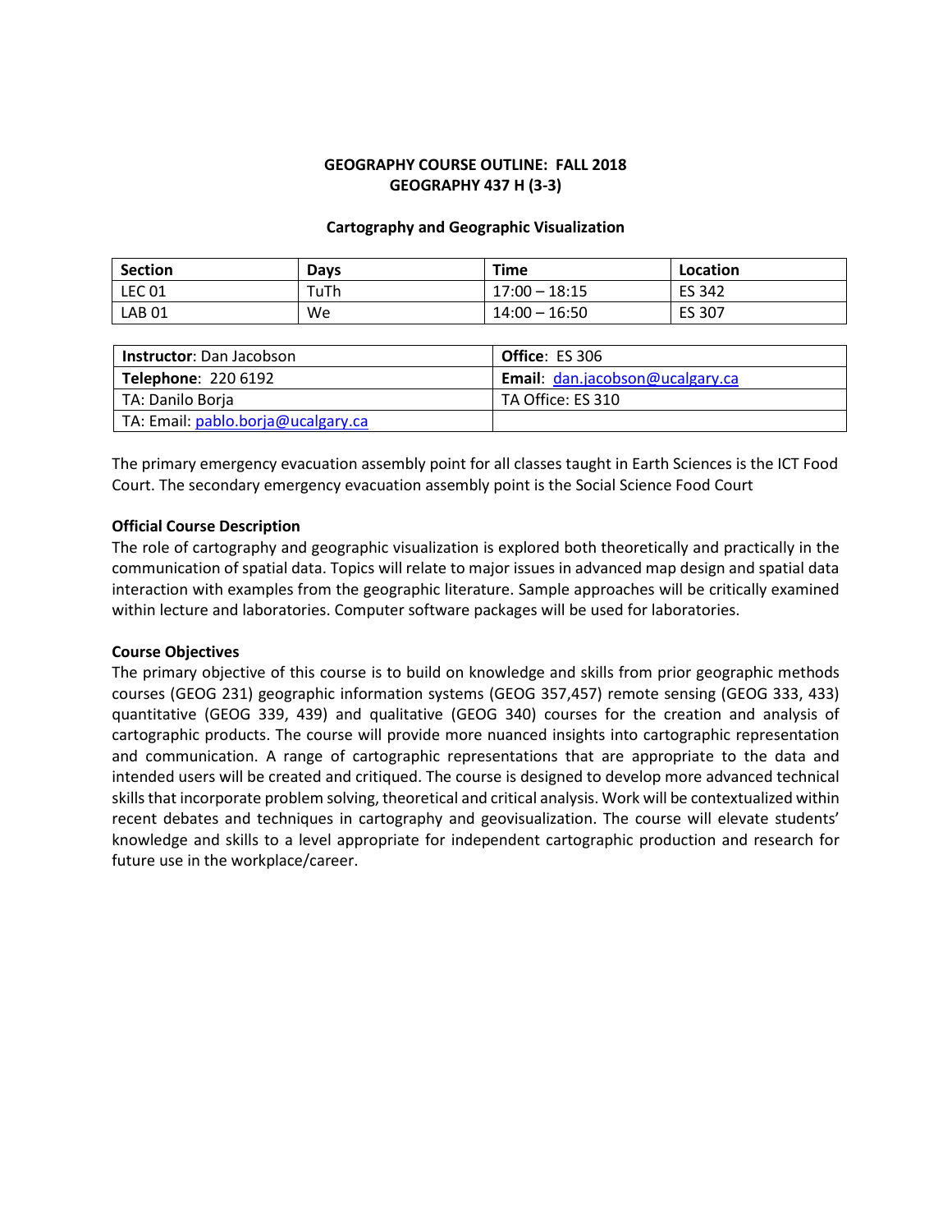**GEOGRAPHY COURSE OUTLINE: FALL 2018**
**GEOGRAPHY 437 H (3-3)**

**Cartography and Geographic Visualization**

| Section | Days | Time | Location |
|---|---|---|---|
| LEC 01 | TuTh | 17:00 – 18:15 | ES 342 |
| LAB 01 | We | 14:00 – 16:50 | ES 307 |

| | |
|---|---|
| **Instructor**: Dan Jacobson | **Office**: ES 306 |
| **Telephone**: 220 6192 | **Email**: dan.jacobson@ucalgary.ca |
| TA: Danilo Borja | TA Office: ES 310 |
| TA: Email: pablo.borja@ucalgary.ca | |

The primary emergency evacuation assembly point for all classes taught in Earth Sciences is the ICT Food Court. The secondary emergency evacuation assembly point is the Social Science Food Court

**Official Course Description**

The role of cartography and geographic visualization is explored both theoretically and practically in the communication of spatial data. Topics will relate to major issues in advanced map design and spatial data interaction with examples from the geographic literature. Sample approaches will be critically examined within lecture and laboratories. Computer software packages will be used for laboratories.

**Course Objectives**

The primary objective of this course is to build on knowledge and skills from prior geographic methods courses (GEOG 231) geographic information systems (GEOG 357,457) remote sensing (GEOG 333, 433) quantitative (GEOG 339, 439) and qualitative (GEOG 340) courses for the creation and analysis of cartographic products. The course will provide more nuanced insights into cartographic representation and communication. A range of cartographic representations that are appropriate to the data and intended users will be created and critiqued. The course is designed to develop more advanced technical skills that incorporate problem solving, theoretical and critical analysis. Work will be contextualized within recent debates and techniques in cartography and geovisualization. The course will elevate students' knowledge and skills to a level appropriate for independent cartographic production and research for future use in the workplace/career.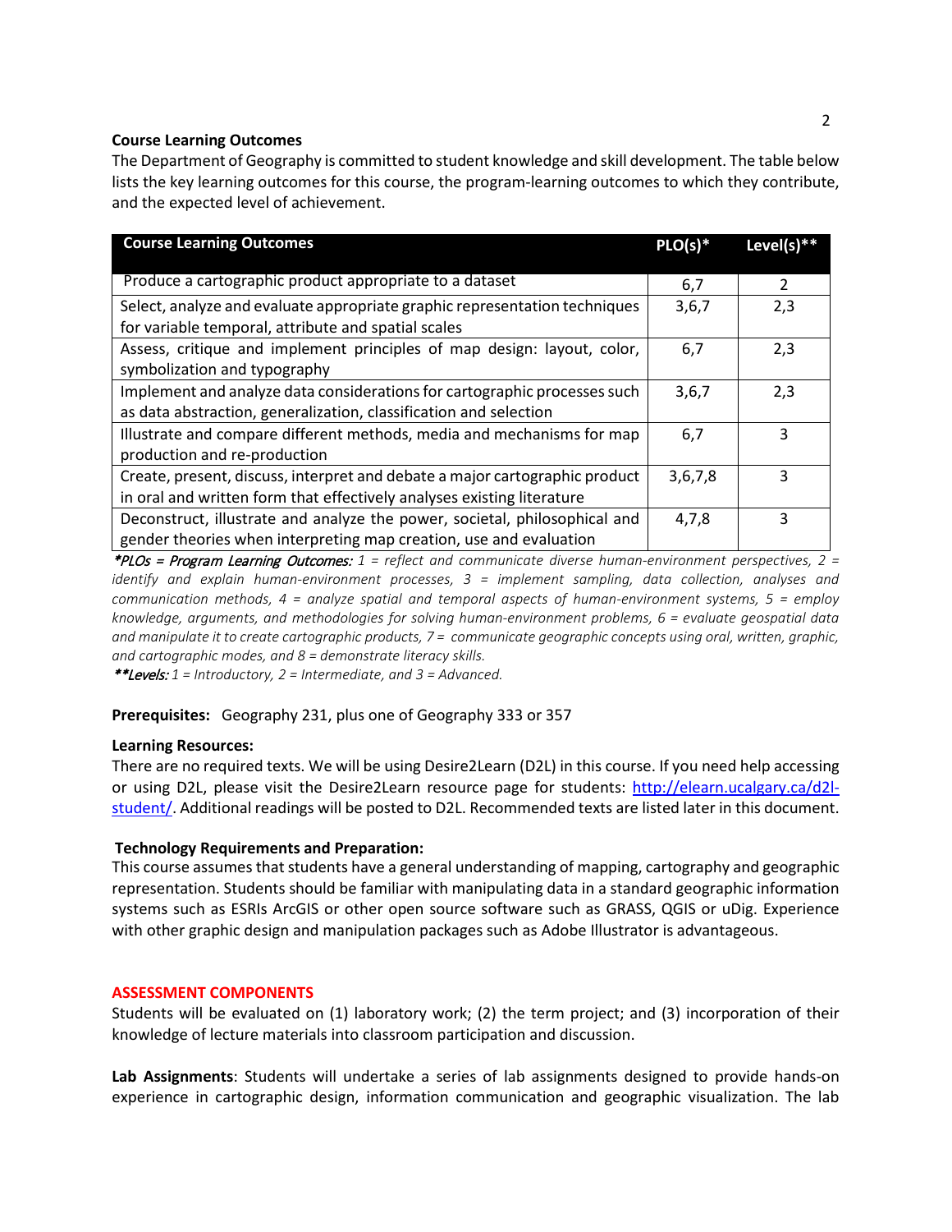**Course Learning Outcomes**

The Department of Geography is committed to student knowledge and skill development. The table below lists the key learning outcomes for this course, the program-learning outcomes to which they contribute, and the expected level of achievement.

| Course Learning Outcomes | PLO(s)* | Level(s)** |
|---|---|---|
| Produce a cartographic product appropriate to a dataset | 6,7 | 2 |
| Select, analyze and evaluate appropriate graphic representation techniques for variable temporal, attribute and spatial scales | 3,6,7 | 2,3 |
| Assess, critique and implement principles of map design: layout, color, symbolization and typography | 6,7 | 2,3 |
| Implement and analyze data considerations for cartographic processes such as data abstraction, generalization, classification and selection | 3,6,7 | 2,3 |
| Illustrate and compare different methods, media and mechanisms for map production and re-production | 6,7 | 3 |
| Create, present, discuss, interpret and debate a major cartographic product in oral and written form that effectively analyses existing literature | 3,6,7,8 | 3 |
| Deconstruct, illustrate and analyze the power, societal, philosophical and gender theories when interpreting map creation, use and evaluation | 4,7,8 | 3 |

***PLOs = Program Learning Outcomes:*** *1 = reflect and communicate diverse human-environment perspectives, 2 = identify and explain human-environment processes, 3 = implement sampling, data collection, analyses and communication methods, 4 = analyze spatial and temporal aspects of human-environment systems, 5 = employ knowledge, arguments, and methodologies for solving human-environment problems, 6 = evaluate geospatial data and manipulate it to create cartographic products, 7 = communicate geographic concepts using oral, written, graphic, and cartographic modes, and 8 = demonstrate literacy skills.*

****Levels:*** *1 = Introductory, 2 = Intermediate, and 3 = Advanced.*

**Prerequisites:** Geography 231, plus one of Geography 333 or 357

**Learning Resources:**

There are no required texts. We will be using Desire2Learn (D2L) in this course. If you need help accessing or using D2L, please visit the Desire2Learn resource page for students: http://elearn.ucalgary.ca/d2l-student/. Additional readings will be posted to D2L. Recommended texts are listed later in this document.

**Technology Requirements and Preparation:**

This course assumes that students have a general understanding of mapping, cartography and geographic representation. Students should be familiar with manipulating data in a standard geographic information systems such as ESRIs ArcGIS or other open source software such as GRASS, QGIS or uDig. Experience with other graphic design and manipulation packages such as Adobe Illustrator is advantageous.

## ASSESSMENT COMPONENTS

Students will be evaluated on (1) laboratory work; (2) the term project; and (3) incorporation of their knowledge of lecture materials into classroom participation and discussion.

**Lab Assignments**: Students will undertake a series of lab assignments designed to provide hands-on experience in cartographic design, information communication and geographic visualization. The lab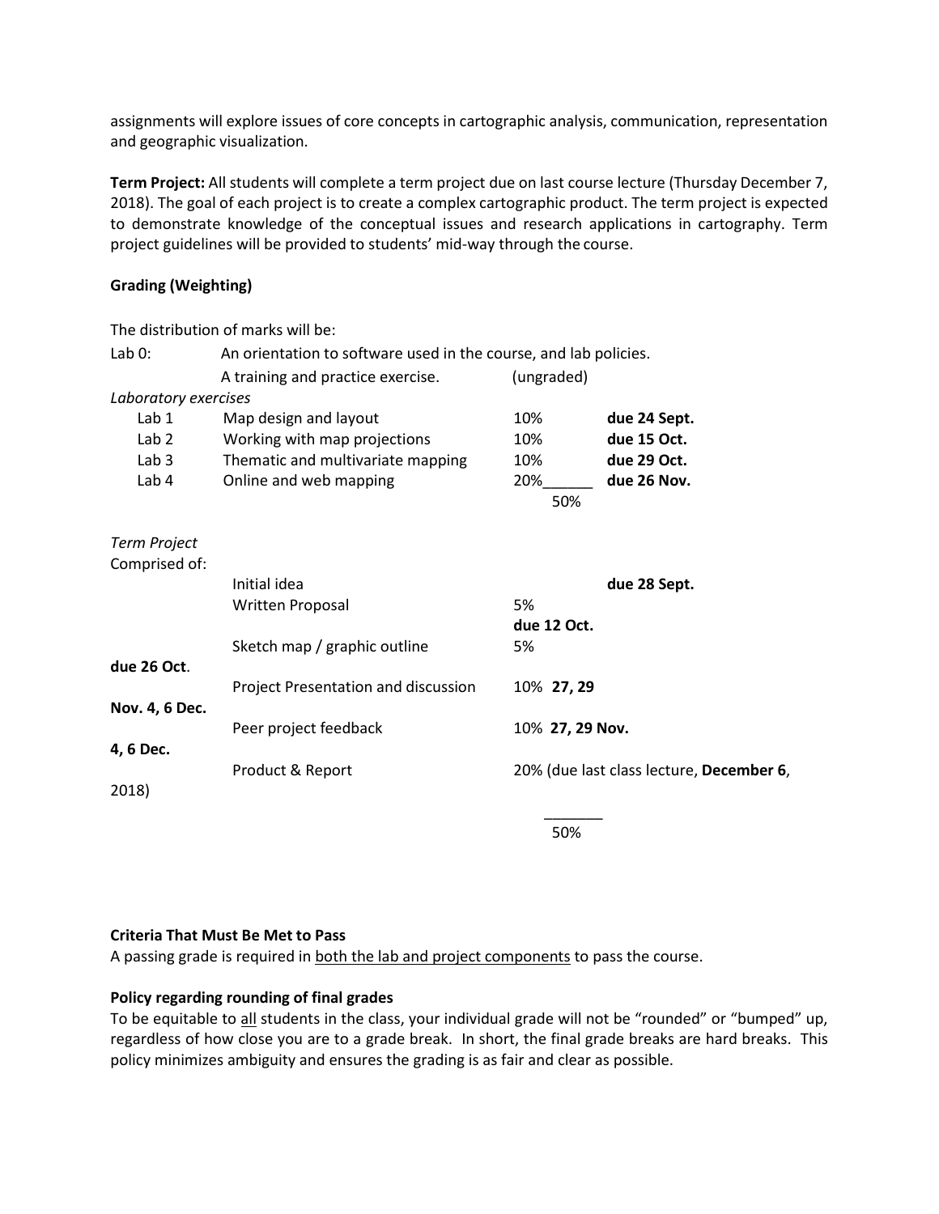assignments will explore issues of core concepts in cartographic analysis, communication, representation and geographic visualization.

**Term Project:** All students will complete a term project due on last course lecture (Thursday December 7, 2018). The goal of each project is to create a complex cartographic product. The term project is expected to demonstrate knowledge of the conceptual issues and research applications in cartography. Term project guidelines will be provided to students' mid-way through the course.

**Grading (Weighting)**

The distribution of marks will be:

| | | | |
|---|---|---|---|
| Lab 0: | An orientation to software used in the course, and lab policies. | | |
| | A training and practice exercise. | (ungraded) | |
| *Laboratory exercises* | | | |
| Lab 1 | Map design and layout | 10% | **due 24 Sept.** |
| Lab 2 | Working with map projections | 10% | **due 15 Oct.** |
| Lab 3 | Thematic and multivariate mapping | 10% | **due 29 Oct.** |
| Lab 4 | Online and web mapping | 20% | **due 26 Nov.** |
| | | 50% | |

| | | | |
|---|---|---|---|
| *Term Project* | | | |
| Comprised of: | | | |
| | Initial idea | | **due 28 Sept.** |
| | Written Proposal | 5% **due 12 Oct.** | |
| | Sketch map / graphic outline | 5% **due 26 Oct.** | |
| | Project Presentation and discussion | 10% **27, 29 Nov. 4, 6 Dec.** | |
| | Peer project feedback | 10% **27, 29 Nov. 4, 6 Dec.** | |
| | Product & Report | 20% (due last class lecture, **December 6**, 2018) | |
| | | 50% | |

**Criteria That Must Be Met to Pass**

A passing grade is required in <u>both the lab and project components</u> to pass the course.

**Policy regarding rounding of final grades**

To be equitable to <u>all</u> students in the class, your individual grade will not be "rounded" or "bumped" up, regardless of how close you are to a grade break. In short, the final grade breaks are hard breaks. This policy minimizes ambiguity and ensures the grading is as fair and clear as possible.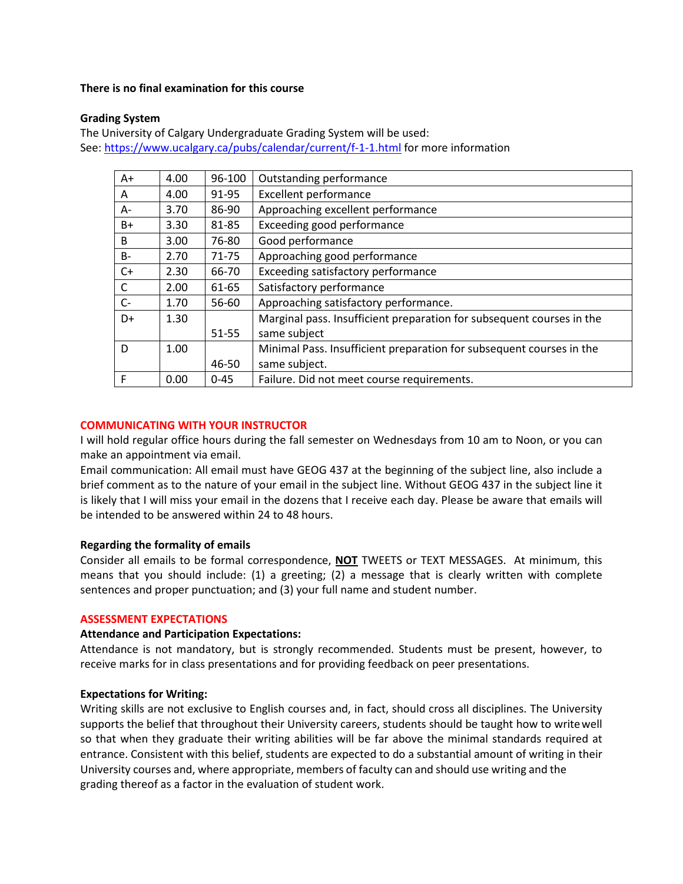**There is no final examination for this course**

**Grading System**

The University of Calgary Undergraduate Grading System will be used:
See: https://www.ucalgary.ca/pubs/calendar/current/f-1-1.html for more information

| | | | |
|---|---|---|---|
| A+ | 4.00 | 96-100 | Outstanding performance |
| A | 4.00 | 91-95 | Excellent performance |
| A- | 3.70 | 86-90 | Approaching excellent performance |
| B+ | 3.30 | 81-85 | Exceeding good performance |
| B | 3.00 | 76-80 | Good performance |
| B- | 2.70 | 71-75 | Approaching good performance |
| C+ | 2.30 | 66-70 | Exceeding satisfactory performance |
| C | 2.00 | 61-65 | Satisfactory performance |
| C- | 1.70 | 56-60 | Approaching satisfactory performance. |
| D+ | 1.30 | 51-55 | Marginal pass. Insufficient preparation for subsequent courses in the same subject |
| D | 1.00 | 46-50 | Minimal Pass. Insufficient preparation for subsequent courses in the same subject. |
| F | 0.00 | 0-45 | Failure. Did not meet course requirements. |

## COMMUNICATING WITH YOUR INSTRUCTOR

I will hold regular office hours during the fall semester on Wednesdays from 10 am to Noon, or you can make an appointment via email.

Email communication: All email must have GEOG 437 at the beginning of the subject line, also include a brief comment as to the nature of your email in the subject line. Without GEOG 437 in the subject line it is likely that I will miss your email in the dozens that I receive each day. Please be aware that emails will be intended to be answered within 24 to 48 hours.

**Regarding the formality of emails**

Consider all emails to be formal correspondence, **NOT** TWEETS or TEXT MESSAGES. At minimum, this means that you should include: (1) a greeting; (2) a message that is clearly written with complete sentences and proper punctuation; and (3) your full name and student number.

## ASSESSMENT EXPECTATIONS

**Attendance and Participation Expectations:**

Attendance is not mandatory, but is strongly recommended. Students must be present, however, to receive marks for in class presentations and for providing feedback on peer presentations.

**Expectations for Writing:**

Writing skills are not exclusive to English courses and, in fact, should cross all disciplines. The University supports the belief that throughout their University careers, students should be taught how to write well so that when they graduate their writing abilities will be far above the minimal standards required at entrance. Consistent with this belief, students are expected to do a substantial amount of writing in their University courses and, where appropriate, members of faculty can and should use writing and the grading thereof as a factor in the evaluation of student work.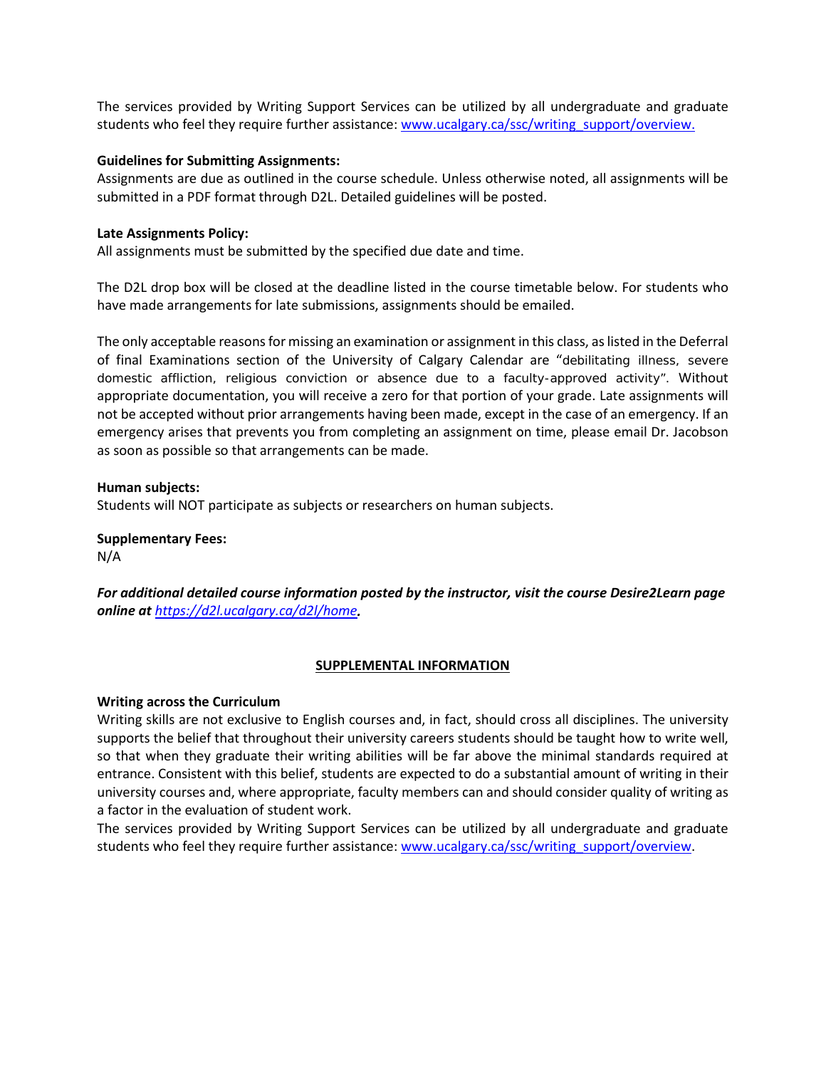The services provided by Writing Support Services can be utilized by all undergraduate and graduate students who feel they require further assistance: [www.ucalgary.ca/ssc/writing_support/overview.](www.ucalgary.ca/ssc/writing_support/overview)

**Guidelines for Submitting Assignments:**
Assignments are due as outlined in the course schedule. Unless otherwise noted, all assignments will be submitted in a PDF format through D2L. Detailed guidelines will be posted.

**Late Assignments Policy:**
All assignments must be submitted by the specified due date and time.

The D2L drop box will be closed at the deadline listed in the course timetable below. For students who have made arrangements for late submissions, assignments should be emailed.

The only acceptable reasons for missing an examination or assignment in this class, as listed in the Deferral of final Examinations section of the University of Calgary Calendar are "debilitating illness, severe domestic affliction, religious conviction or absence due to a faculty-approved activity". Without appropriate documentation, you will receive a zero for that portion of your grade. Late assignments will not be accepted without prior arrangements having been made, except in the case of an emergency. If an emergency arises that prevents you from completing an assignment on time, please email Dr. Jacobson as soon as possible so that arrangements can be made.

**Human subjects:**
Students will NOT participate as subjects or researchers on human subjects.

**Supplementary Fees:**
N/A

***For additional detailed course information posted by the instructor, visit the course Desire2Learn page online at [https://d2l.ucalgary.ca/d2l/home](https://d2l.ucalgary.ca/d2l/home).***

## SUPPLEMENTAL INFORMATION

**Writing across the Curriculum**
Writing skills are not exclusive to English courses and, in fact, should cross all disciplines. The university supports the belief that throughout their university careers students should be taught how to write well, so that when they graduate their writing abilities will be far above the minimal standards required at entrance. Consistent with this belief, students are expected to do a substantial amount of writing in their university courses and, where appropriate, faculty members can and should consider quality of writing as a factor in the evaluation of student work.
The services provided by Writing Support Services can be utilized by all undergraduate and graduate students who feel they require further assistance: [www.ucalgary.ca/ssc/writing_support/overview](www.ucalgary.ca/ssc/writing_support/overview).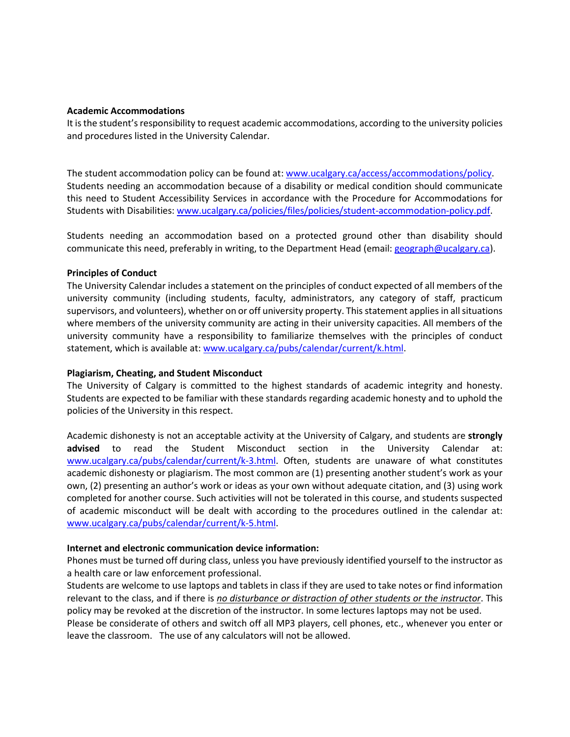**Academic Accommodations**

It is the student's responsibility to request academic accommodations, according to the university policies and procedures listed in the University Calendar.

The student accommodation policy can be found at: www.ucalgary.ca/access/accommodations/policy. Students needing an accommodation because of a disability or medical condition should communicate this need to Student Accessibility Services in accordance with the Procedure for Accommodations for Students with Disabilities: www.ucalgary.ca/policies/files/policies/student-accommodation-policy.pdf.

Students needing an accommodation based on a protected ground other than disability should communicate this need, preferably in writing, to the Department Head (email: geograph@ucalgary.ca).

**Principles of Conduct**

The University Calendar includes a statement on the principles of conduct expected of all members of the university community (including students, faculty, administrators, any category of staff, practicum supervisors, and volunteers), whether on or off university property. This statement applies in all situations where members of the university community are acting in their university capacities. All members of the university community have a responsibility to familiarize themselves with the principles of conduct statement, which is available at: www.ucalgary.ca/pubs/calendar/current/k.html.

**Plagiarism, Cheating, and Student Misconduct**

The University of Calgary is committed to the highest standards of academic integrity and honesty. Students are expected to be familiar with these standards regarding academic honesty and to uphold the policies of the University in this respect.

Academic dishonesty is not an acceptable activity at the University of Calgary, and students are **strongly advised** to read the Student Misconduct section in the University Calendar at: www.ucalgary.ca/pubs/calendar/current/k-3.html. Often, students are unaware of what constitutes academic dishonesty or plagiarism. The most common are (1) presenting another student's work as your own, (2) presenting an author's work or ideas as your own without adequate citation, and (3) using work completed for another course. Such activities will not be tolerated in this course, and students suspected of academic misconduct will be dealt with according to the procedures outlined in the calendar at: www.ucalgary.ca/pubs/calendar/current/k-5.html.

**Internet and electronic communication device information:**

Phones must be turned off during class, unless you have previously identified yourself to the instructor as a health care or law enforcement professional.

Students are welcome to use laptops and tablets in class if they are used to take notes or find information relevant to the class, and if there is *no disturbance or distraction of other students or the instructor*. This policy may be revoked at the discretion of the instructor. In some lectures laptops may not be used.

Please be considerate of others and switch off all MP3 players, cell phones, etc., whenever you enter or leave the classroom. The use of any calculators will not be allowed.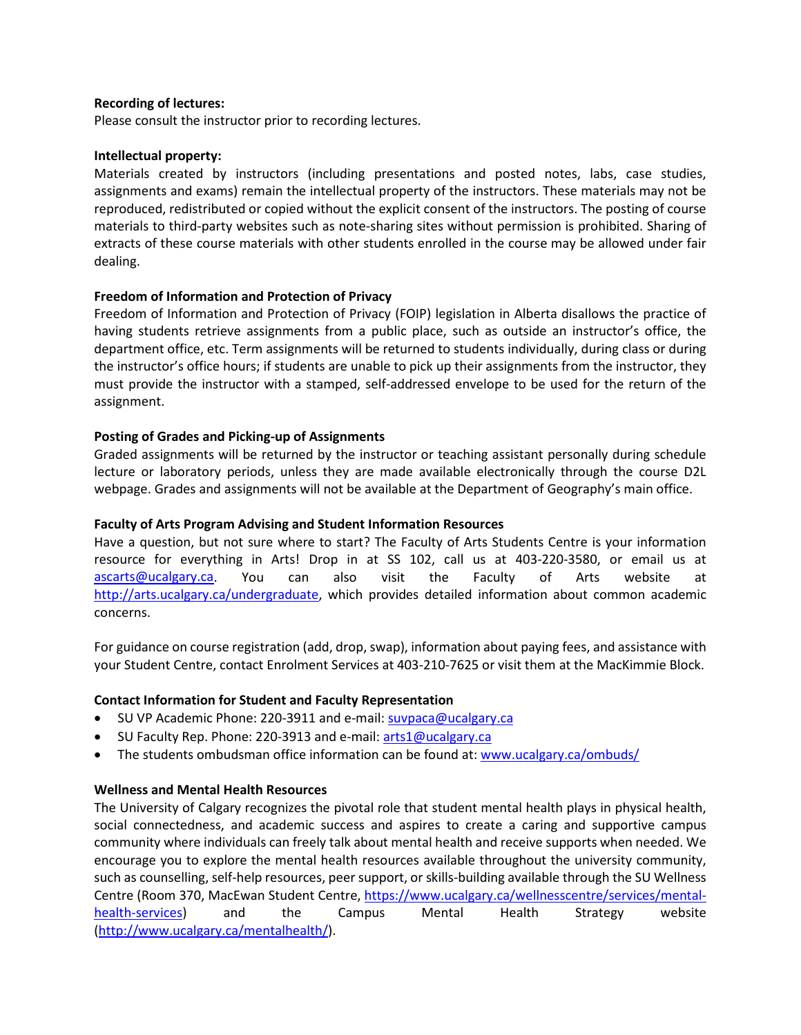**Recording of lectures:**
Please consult the instructor prior to recording lectures.

**Intellectual property:**
Materials created by instructors (including presentations and posted notes, labs, case studies, assignments and exams) remain the intellectual property of the instructors. These materials may not be reproduced, redistributed or copied without the explicit consent of the instructors. The posting of course materials to third-party websites such as note-sharing sites without permission is prohibited. Sharing of extracts of these course materials with other students enrolled in the course may be allowed under fair dealing.

**Freedom of Information and Protection of Privacy**
Freedom of Information and Protection of Privacy (FOIP) legislation in Alberta disallows the practice of having students retrieve assignments from a public place, such as outside an instructor's office, the department office, etc. Term assignments will be returned to students individually, during class or during the instructor's office hours; if students are unable to pick up their assignments from the instructor, they must provide the instructor with a stamped, self-addressed envelope to be used for the return of the assignment.

**Posting of Grades and Picking-up of Assignments**
Graded assignments will be returned by the instructor or teaching assistant personally during schedule lecture or laboratory periods, unless they are made available electronically through the course D2L webpage. Grades and assignments will not be available at the Department of Geography's main office.

**Faculty of Arts Program Advising and Student Information Resources**
Have a question, but not sure where to start? The Faculty of Arts Students Centre is your information resource for everything in Arts! Drop in at SS 102, call us at 403-220-3580, or email us at ascarts@ucalgary.ca. You can also visit the Faculty of Arts website at http://arts.ucalgary.ca/undergraduate, which provides detailed information about common academic concerns.

For guidance on course registration (add, drop, swap), information about paying fees, and assistance with your Student Centre, contact Enrolment Services at 403-210-7625 or visit them at the MacKimmie Block.

**Contact Information for Student and Faculty Representation**
- SU VP Academic Phone: 220-3911 and e-mail: suvpaca@ucalgary.ca
- SU Faculty Rep. Phone: 220-3913 and e-mail: arts1@ucalgary.ca
- The students ombudsman office information can be found at: www.ucalgary.ca/ombuds/

**Wellness and Mental Health Resources**
The University of Calgary recognizes the pivotal role that student mental health plays in physical health, social connectedness, and academic success and aspires to create a caring and supportive campus community where individuals can freely talk about mental health and receive supports when needed. We encourage you to explore the mental health resources available throughout the university community, such as counselling, self-help resources, peer support, or skills-building available through the SU Wellness Centre (Room 370, MacEwan Student Centre, https://www.ucalgary.ca/wellnesscentre/services/mental-health-services) and the Campus Mental Health Strategy website (http://www.ucalgary.ca/mentalhealth/).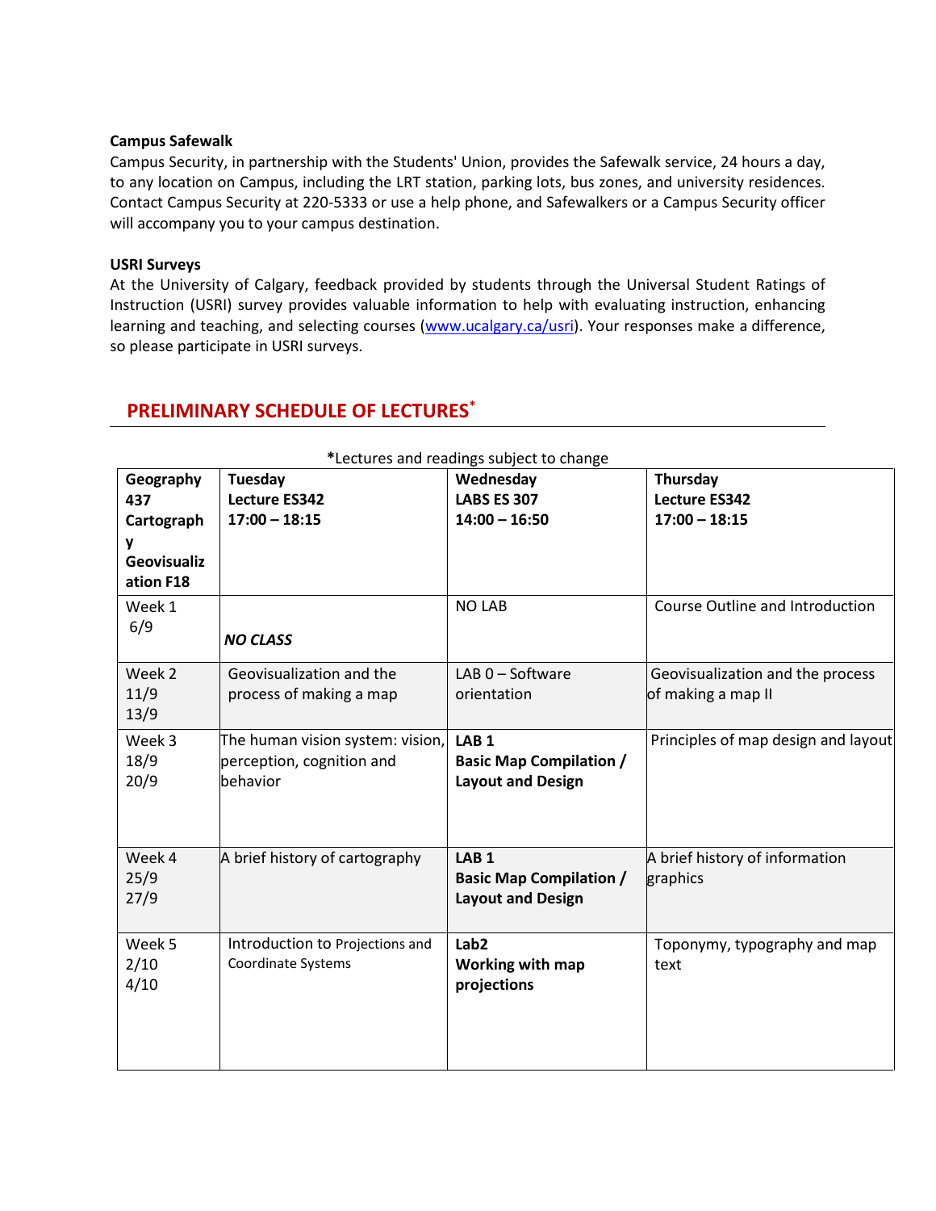**Campus Safewalk**

Campus Security, in partnership with the Students' Union, provides the Safewalk service, 24 hours a day, to any location on Campus, including the LRT station, parking lots, bus zones, and university residences. Contact Campus Security at 220-5333 or use a help phone, and Safewalkers or a Campus Security officer will accompany you to your campus destination.

**USRI Surveys**

At the University of Calgary, feedback provided by students through the Universal Student Ratings of Instruction (USRI) survey provides valuable information to help with evaluating instruction, enhancing learning and teaching, and selecting courses (www.ucalgary.ca/usri). Your responses make a difference, so please participate in USRI surveys.

## PRELIMINARY SCHEDULE OF LECTURES*

*Lectures and readings subject to change

| **Geography 437 Cartography Geovisualization F18** | **Tuesday Lecture ES342 17:00 – 18:15** | **Wednesday LABS ES 307 14:00 – 16:50** | **Thursday Lecture ES342 17:00 – 18:15** |
|---|---|---|---|
| Week 1 6/9 | ***NO CLASS*** | NO LAB | Course Outline and Introduction |
| Week 2 11/9 13/9 | Geovisualization and the process of making a map | LAB 0 – Software orientation | Geovisualization and the process of making a map II |
| Week 3 18/9 20/9 | The human vision system: vision, perception, cognition and behavior | **LAB 1 Basic Map Compilation / Layout and Design** | Principles of map design and layout |
| Week 4 25/9 27/9 | A brief history of cartography | **LAB 1 Basic Map Compilation / Layout and Design** | A brief history of information graphics |
| Week 5 2/10 4/10 | Introduction to Projections and Coordinate Systems | **Lab2 Working with map projections** | Toponymy, typography and map text |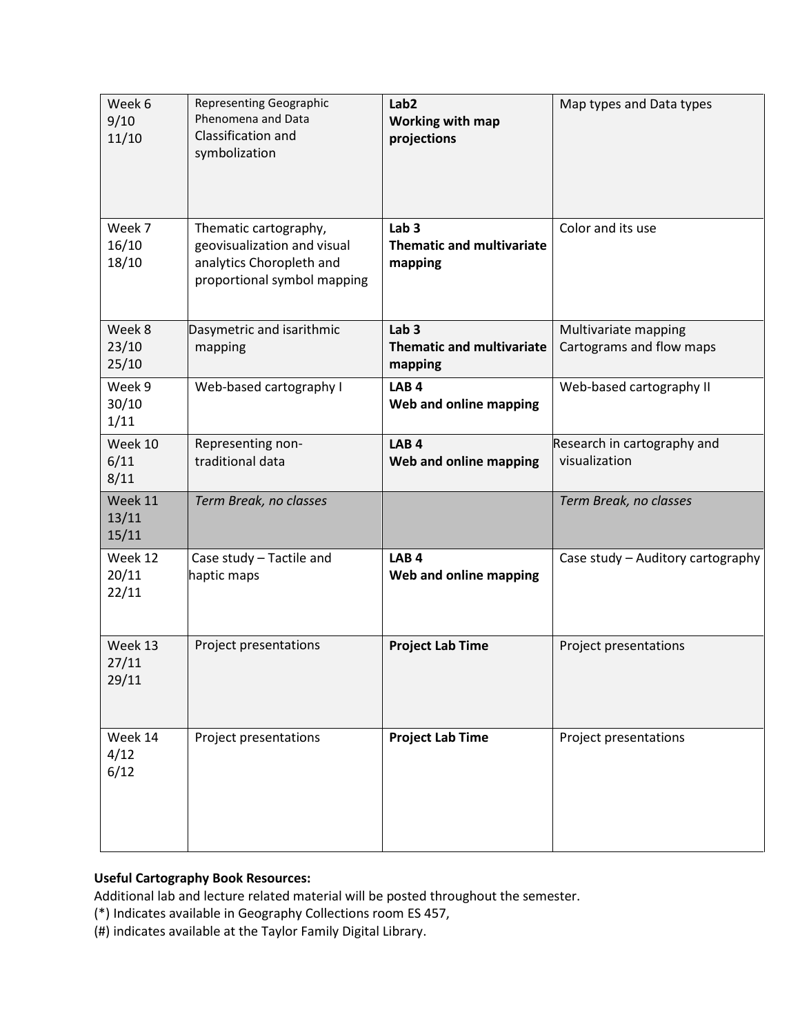| Week 6<br>9/10<br>11/10 | Representing Geographic Phenomena and Data Classification and symbolization | **Lab2**<br>**Working with map projections** | Map types and Data types |
|---|---|---|---|
| Week 7<br>16/10<br>18/10 | Thematic cartography, geovisualization and visual analytics Choropleth and proportional symbol mapping | **Lab 3**<br>**Thematic and multivariate mapping** | Color and its use |
| Week 8<br>23/10<br>25/10 | Dasymetric and isarithmic mapping | **Lab 3**<br>**Thematic and multivariate mapping** | Multivariate mapping<br>Cartograms and flow maps |
| Week 9<br>30/10<br>1/11 | Web-based cartography I | **LAB 4**<br>**Web and online mapping** | Web-based cartography II |
| Week 10<br>6/11<br>8/11 | Representing non-traditional data | **LAB 4**<br>**Web and online mapping** | Research in cartography and visualization |
| Week 11<br>13/11<br>15/11 | *Term Break, no classes* | | *Term Break, no classes* |
| Week 12<br>20/11<br>22/11 | Case study – Tactile and haptic maps | **LAB 4**<br>**Web and online mapping** | Case study – Auditory cartography |
| Week 13<br>27/11<br>29/11 | Project presentations | **Project Lab Time** | Project presentations |
| Week 14<br>4/12<br>6/12 | Project presentations | **Project Lab Time** | Project presentations |

**Useful Cartography Book Resources:**

Additional lab and lecture related material will be posted throughout the semester.

(*) Indicates available in Geography Collections room ES 457,

(#) indicates available at the Taylor Family Digital Library.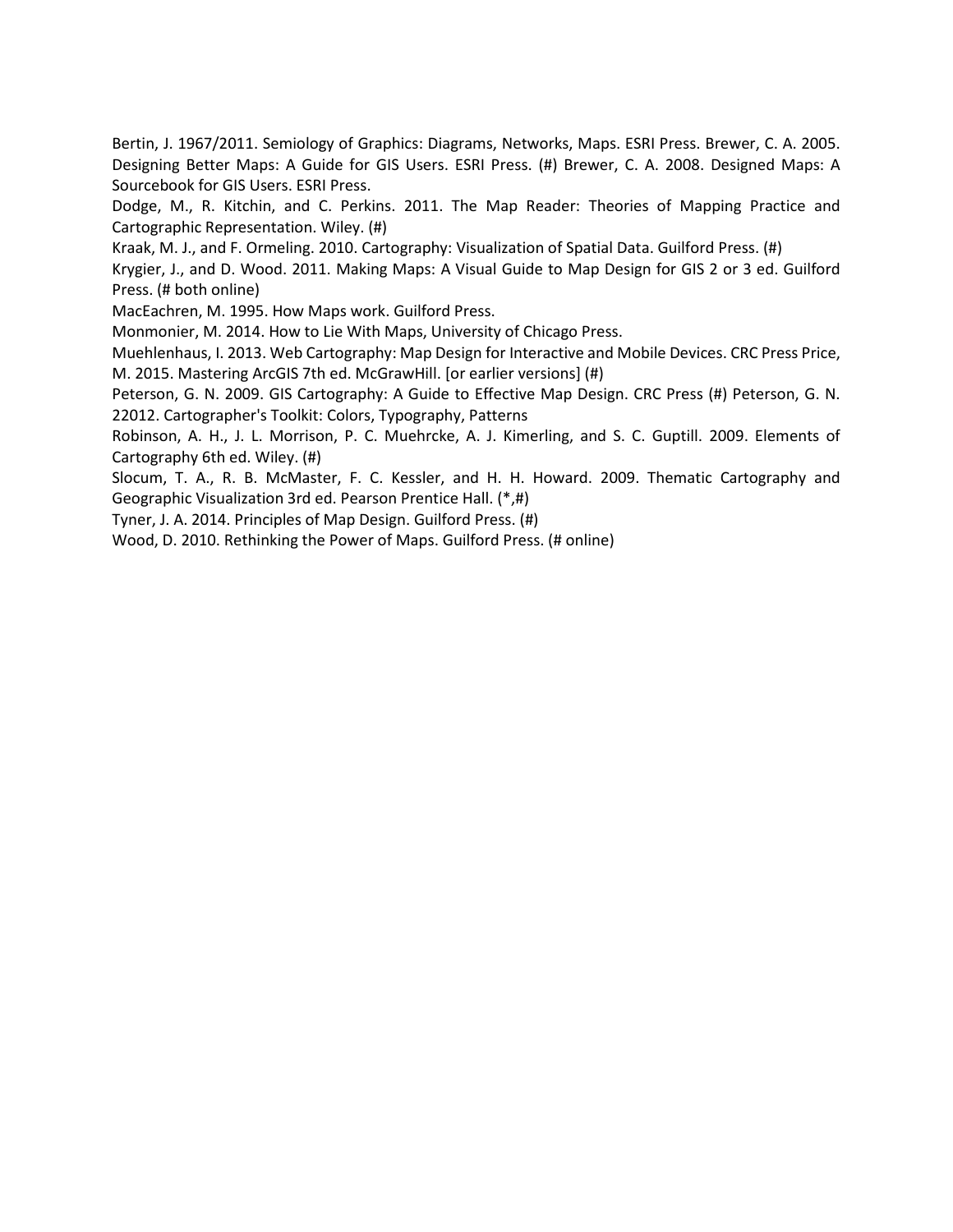Bertin, J. 1967/2011. Semiology of Graphics: Diagrams, Networks, Maps. ESRI Press. Brewer, C. A. 2005. Designing Better Maps: A Guide for GIS Users. ESRI Press. (#) Brewer, C. A. 2008. Designed Maps: A Sourcebook for GIS Users. ESRI Press.

Dodge, M., R. Kitchin, and C. Perkins. 2011. The Map Reader: Theories of Mapping Practice and Cartographic Representation. Wiley. (#)

Kraak, M. J., and F. Ormeling. 2010. Cartography: Visualization of Spatial Data. Guilford Press. (#)

Krygier, J., and D. Wood. 2011. Making Maps: A Visual Guide to Map Design for GIS 2 or 3 ed. Guilford Press. (# both online)

MacEachren, M. 1995. How Maps work. Guilford Press.

Monmonier, M. 2014. How to Lie With Maps, University of Chicago Press.

Muehlenhaus, I. 2013. Web Cartography: Map Design for Interactive and Mobile Devices. CRC Press Price, M. 2015. Mastering ArcGIS 7th ed. McGrawHill. [or earlier versions] (#)

Peterson, G. N. 2009. GIS Cartography: A Guide to Effective Map Design. CRC Press (#) Peterson, G. N. 22012. Cartographer's Toolkit: Colors, Typography, Patterns

Robinson, A. H., J. L. Morrison, P. C. Muehrcke, A. J. Kimerling, and S. C. Guptill. 2009. Elements of Cartography 6th ed. Wiley. (#)

Slocum, T. A., R. B. McMaster, F. C. Kessler, and H. H. Howard. 2009. Thematic Cartography and Geographic Visualization 3rd ed. Pearson Prentice Hall. (*,#)

Tyner, J. A. 2014. Principles of Map Design. Guilford Press. (#)

Wood, D. 2010. Rethinking the Power of Maps. Guilford Press. (# online)